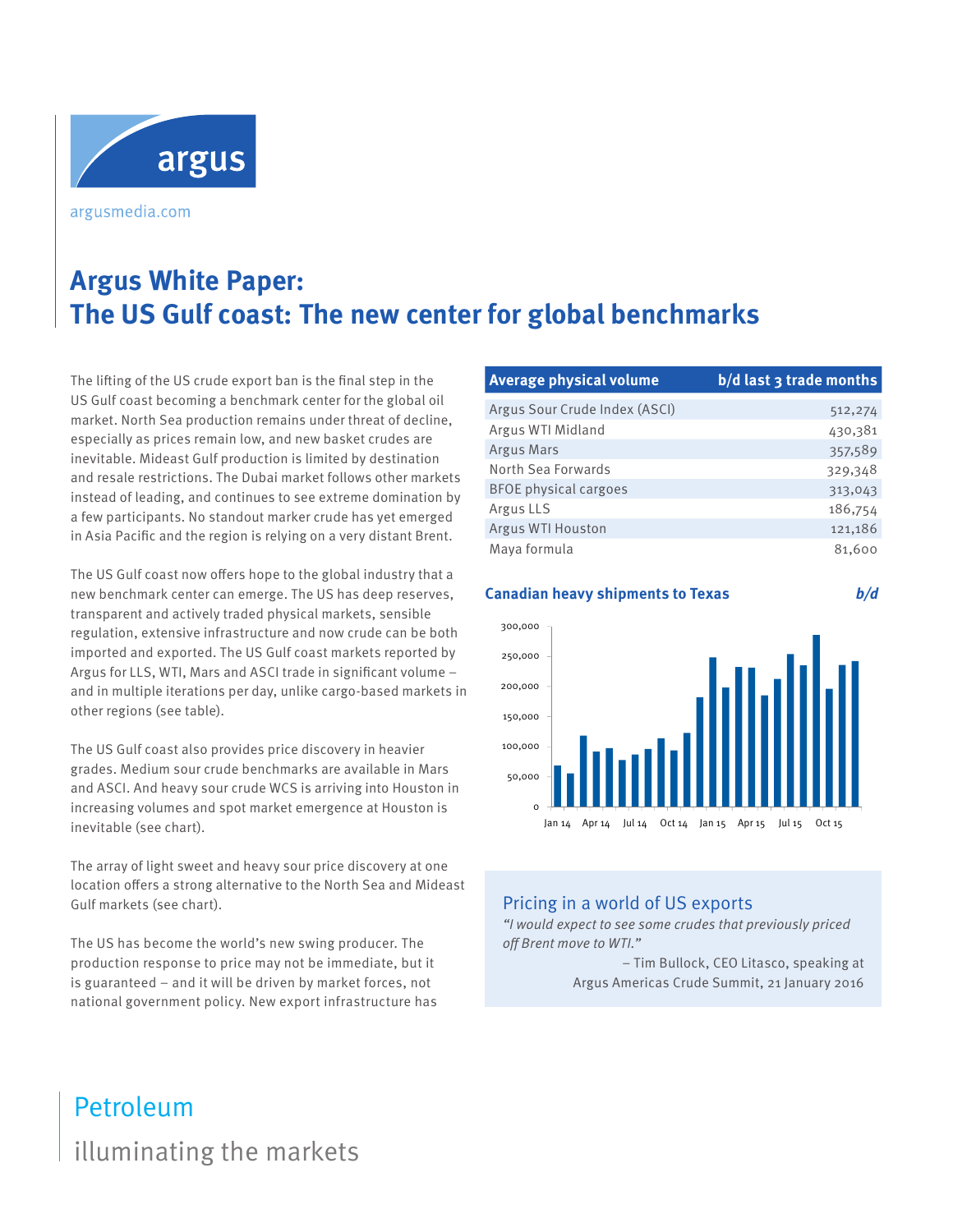argusmedia.com

# Argus White Paper: The US Gulf coast: The new center for global benchmarks

The lifting of the US crude export ban is the final step in the US Gulf coast becoming a benchmark center for the global oil market. North Sea production remains under threat of decline, especially as prices remain low, and new basket crudes are inevitable. Mideast Gulf production is limited by destination and resale restrictions. The Dubai market follows other markets instead of leading, and continues to see extreme domination by a few participants. No standout marker crude has yet emerged in Asia Pacific and the region is relying on a very distant Brent.

The US Gulf coast now offers hope to the global industry that a new benchmark center can emerge. The US has deep reserves, transparent and actively traded physical markets, sensible regulation, extensive infrastructure and now crude can be both imported and exported. The US Gulf coast markets reported by Argus for LLS, WTI, Mars and ASCI trade in significant volume – and in multiple iterations per day, unlike cargo-based markets in other regions (see table).

The US Gulf coast also provides price discovery in heavier grades. Medium sour crude benchmarks are available in Mars and ASCI. And heavy sour crude WCS is arriving into Houston in increasing volumes and spot market emergence at Houston is inevitable (see chart).

The array of light sweet and heavy sour price discovery at one location offers a strong alternative to the North Sea and Mideast Gulf markets (see chart).

The US has become the world's new swing producer. The production response to price may not be immediate, but it is guaranteed – and it will be driven by market forces, not national government policy. New export infrastructure has

| Average physical volume | b/d last 3 trade months |
|---|---|
| Argus Sour Crude Index (ASCI) | 512,274 |
| Argus WTI Midland | 430,381 |
| Argus Mars | 357,589 |
| North Sea Forwards | 329,348 |
| BFOE physical cargoes | 313,043 |
| Argus LLS | 186,754 |
| Argus WTI Houston | 121,186 |
| Maya formula | 81,600 |

**Canadian heavy shipments to Texas** *b/d*

## Pricing in a world of US exports

*"I would expect to see some crudes that previously priced off Brent move to WTI."*

– Tim Bullock, CEO Litasco, speaking at Argus Americas Crude Summit, 21 January 2016

Petroleum

illuminating the markets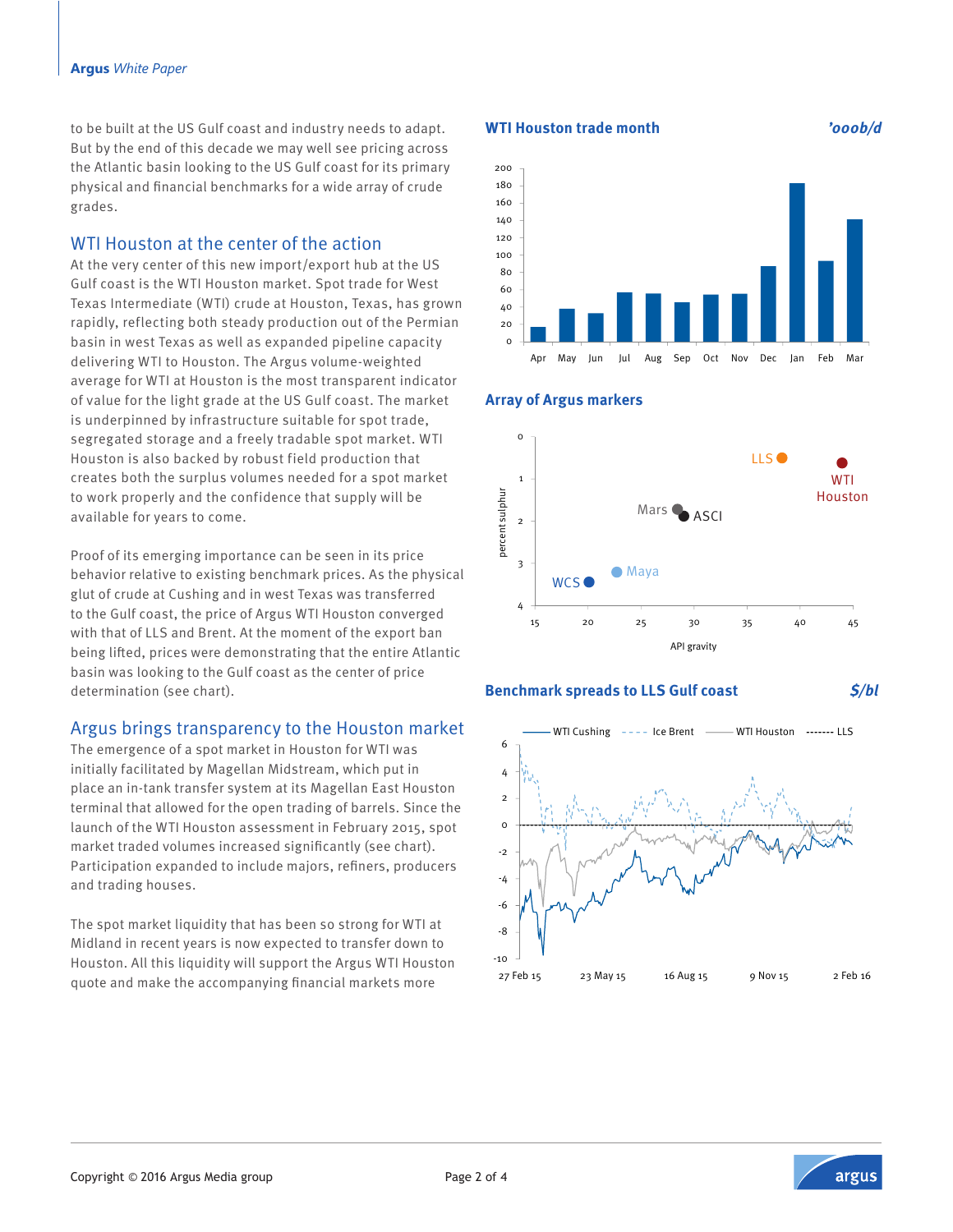to be built at the US Gulf coast and industry needs to adapt. But by the end of this decade we may well see pricing across the Atlantic basin looking to the US Gulf coast for its primary physical and financial benchmarks for a wide array of crude grades.

## WTI Houston at the center of the action

At the very center of this new import/export hub at the US Gulf coast is the WTI Houston market. Spot trade for West Texas Intermediate (WTI) crude at Houston, Texas, has grown rapidly, reflecting both steady production out of the Permian basin in west Texas as well as expanded pipeline capacity delivering WTI to Houston. The Argus volume-weighted average for WTI at Houston is the most transparent indicator of value for the light grade at the US Gulf coast. The market is underpinned by infrastructure suitable for spot trade, segregated storage and a freely tradable spot market. WTI Houston is also backed by robust field production that creates both the surplus volumes needed for a spot market to work properly and the confidence that supply will be available for years to come.

Proof of its emerging importance can be seen in its price behavior relative to existing benchmark prices. As the physical glut of crude at Cushing and in west Texas was transferred to the Gulf coast, the price of Argus WTI Houston converged with that of LLS and Brent. At the moment of the export ban being lifted, prices were demonstrating that the entire Atlantic basin was looking to the Gulf coast as the center of price determination (see chart).

## Argus brings transparency to the Houston market

The emergence of a spot market in Houston for WTI was initially facilitated by Magellan Midstream, which put in place an in-tank transfer system at its Magellan East Houston terminal that allowed for the open trading of barrels. Since the launch of the WTI Houston assessment in February 2015, spot market traded volumes increased significantly (see chart). Participation expanded to include majors, refiners, producers and trading houses.

The spot market liquidity that has been so strong for WTI at Midland in recent years is now expected to transfer down to Houston. All this liquidity will support the Argus WTI Houston quote and make the accompanying financial markets more

**WTI Houston trade month** *'000b/d*

**Array of Argus markers**

**Benchmark spreads to LLS Gulf coast** *$/bl*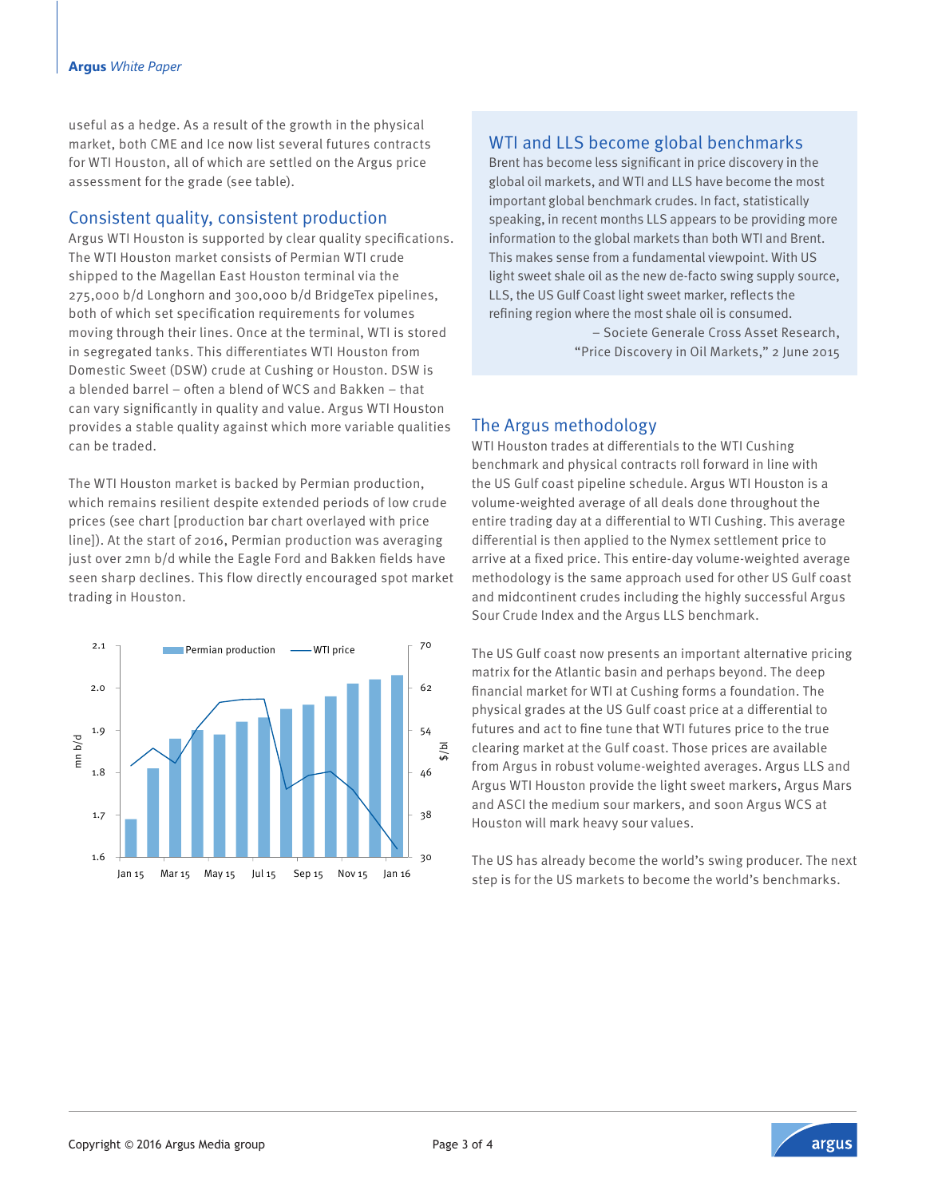useful as a hedge. As a result of the growth in the physical market, both CME and Ice now list several futures contracts for WTI Houston, all of which are settled on the Argus price assessment for the grade (see table).

## Consistent quality, consistent production

Argus WTI Houston is supported by clear quality specifications. The WTI Houston market consists of Permian WTI crude shipped to the Magellan East Houston terminal via the 275,000 b/d Longhorn and 300,000 b/d BridgeTex pipelines, both of which set specification requirements for volumes moving through their lines. Once at the terminal, WTI is stored in segregated tanks. This differentiates WTI Houston from Domestic Sweet (DSW) crude at Cushing or Houston. DSW is a blended barrel – often a blend of WCS and Bakken – that can vary significantly in quality and value. Argus WTI Houston provides a stable quality against which more variable qualities can be traded.

The WTI Houston market is backed by Permian production, which remains resilient despite extended periods of low crude prices (see chart [production bar chart overlayed with price line]). At the start of 2016, Permian production was averaging just over 2mn b/d while the Eagle Ford and Bakken fields have seen sharp declines. This flow directly encouraged spot market trading in Houston.

## WTI and LLS become global benchmarks

Brent has become less significant in price discovery in the global oil markets, and WTI and LLS have become the most important global benchmark crudes. In fact, statistically speaking, in recent months LLS appears to be providing more information to the global markets than both WTI and Brent. This makes sense from a fundamental viewpoint. With US light sweet shale oil as the new de-facto swing supply source, LLS, the US Gulf Coast light sweet marker, reflects the refining region where the most shale oil is consumed.

– Societe Generale Cross Asset Research, "Price Discovery in Oil Markets," 2 June 2015

## The Argus methodology

WTI Houston trades at differentials to the WTI Cushing benchmark and physical contracts roll forward in line with the US Gulf coast pipeline schedule. Argus WTI Houston is a volume-weighted average of all deals done throughout the entire trading day at a differential to WTI Cushing. This average differential is then applied to the Nymex settlement price to arrive at a fixed price. This entire-day volume-weighted average methodology is the same approach used for other US Gulf coast and midcontinent crudes including the highly successful Argus Sour Crude Index and the Argus LLS benchmark.

The US Gulf coast now presents an important alternative pricing matrix for the Atlantic basin and perhaps beyond. The deep financial market for WTI at Cushing forms a foundation. The physical grades at the US Gulf coast price at a differential to futures and act to fine tune that WTI futures price to the true clearing market at the Gulf coast. Those prices are available from Argus in robust volume-weighted averages. Argus LLS and Argus WTI Houston provide the light sweet markers, Argus Mars and ASCI the medium sour markers, and soon Argus WCS at Houston will mark heavy sour values.

The US has already become the world's swing producer. The next step is for the US markets to become the world's benchmarks.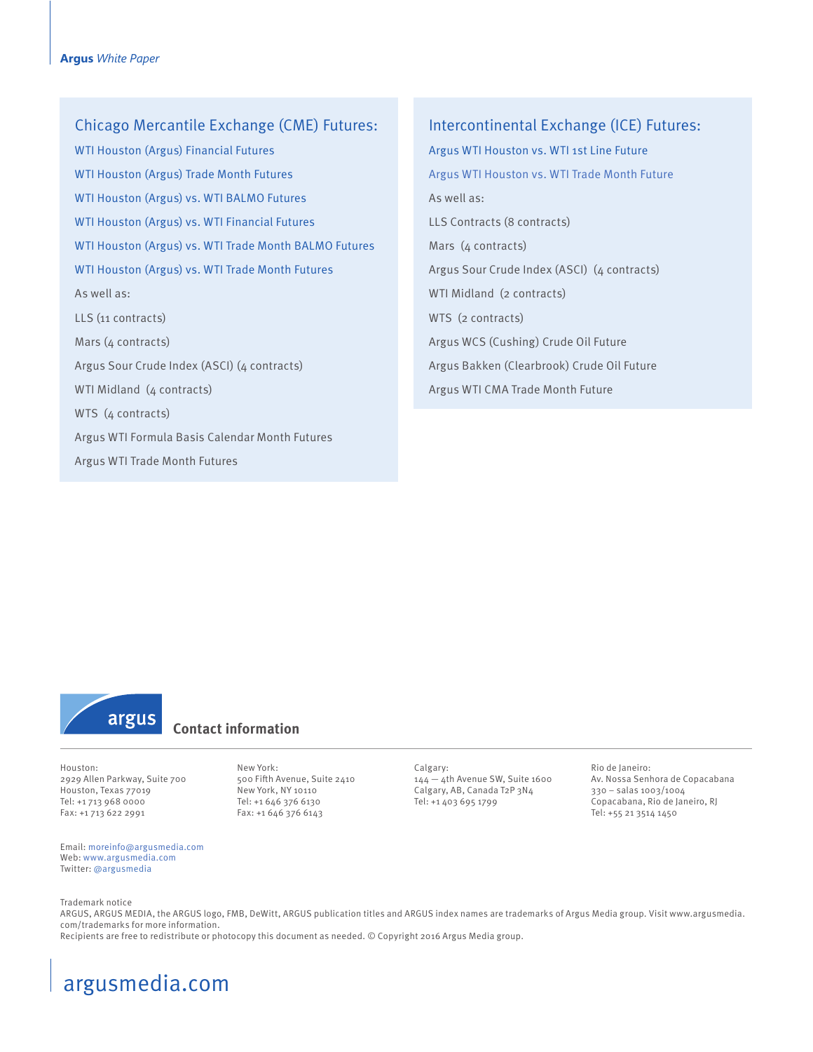## Chicago Mercantile Exchange (CME) Futures:

WTI Houston (Argus) Financial Futures

WTI Houston (Argus) Trade Month Futures

WTI Houston (Argus) vs. WTI BALMO Futures

WTI Houston (Argus) vs. WTI Financial Futures

WTI Houston (Argus) vs. WTI Trade Month BALMO Futures

WTI Houston (Argus) vs. WTI Trade Month Futures

As well as:

LLS (11 contracts)

Mars (4 contracts)

Argus Sour Crude Index (ASCI) (4 contracts)

WTI Midland (4 contracts)

WTS (4 contracts)

Argus WTI Formula Basis Calendar Month Futures

Argus WTI Trade Month Futures

## Intercontinental Exchange (ICE) Futures:

Argus WTI Houston vs. WTI 1st Line Future

Argus WTI Houston vs. WTI Trade Month Future

As well as:

LLS Contracts (8 contracts)

Mars (4 contracts)

Argus Sour Crude Index (ASCI) (4 contracts)

WTI Midland (2 contracts)

WTS (2 contracts)

Argus WCS (Cushing) Crude Oil Future

Argus Bakken (Clearbrook) Crude Oil Future

Argus WTI CMA Trade Month Future

## Contact information

Houston:
2929 Allen Parkway, Suite 700
Houston, Texas 77019
Tel: +1 713 968 0000
Fax: +1 713 622 2991

New York:
500 Fifth Avenue, Suite 2410
New York, NY 10110
Tel: +1 646 376 6130
Fax: +1 646 376 6143

Calgary:
144 — 4th Avenue SW, Suite 1600
Calgary, AB, Canada T2P 3N4
Tel: +1 403 695 1799

Rio de Janeiro:
Av. Nossa Senhora de Copacabana
330 – salas 1003/1004
Copacabana, Rio de Janeiro, RJ
Tel: +55 21 3514 1450

Email: moreinfo@argusmedia.com
Web: www.argusmedia.com
Twitter: @argusmedia

Trademark notice
ARGUS, ARGUS MEDIA, the ARGUS logo, FMB, DeWitt, ARGUS publication titles and ARGUS index names are trademarks of Argus Media group. Visit www.argusmedia.com/trademarks for more information.
Recipients are free to redistribute or photocopy this document as needed. © Copyright 2016 Argus Media group.

argusmedia.com